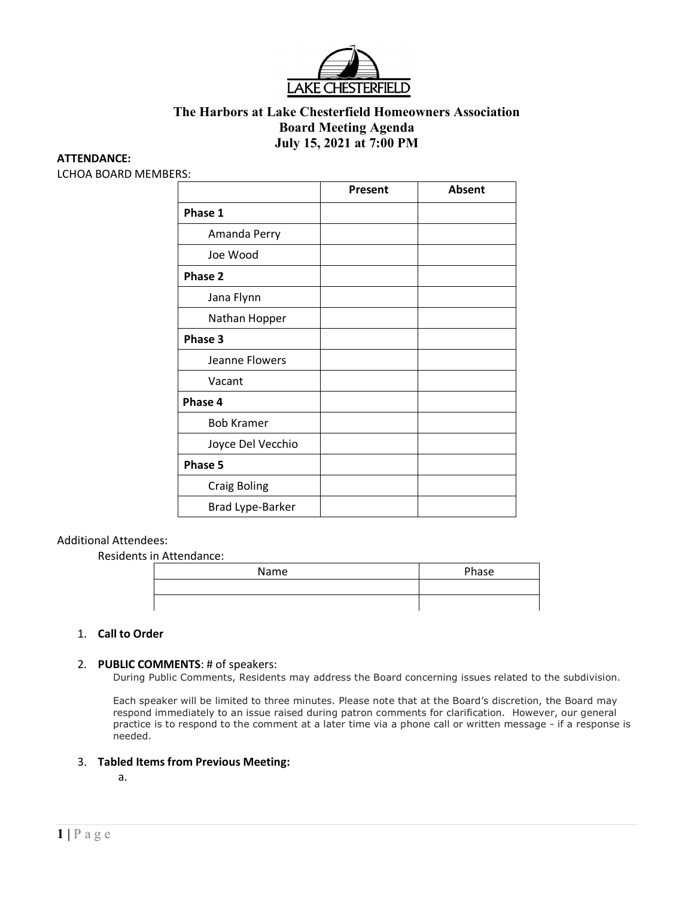# The Harbors at Lake Chesterfield Homeowners Association
## Board Meeting Agenda
## July 15, 2021 at 7:00 PM

**ATTENDANCE:**

LCHOA BOARD MEMBERS:

| | Present | Absent |
|---|---|---|
| **Phase 1** | | |
| Amanda Perry | | |
| Joe Wood | | |
| **Phase 2** | | |
| Jana Flynn | | |
| Nathan Hopper | | |
| **Phase 3** | | |
| Jeanne Flowers | | |
| Vacant | | |
| **Phase 4** | | |
| Bob Kramer | | |
| Joyce Del Vecchio | | |
| **Phase 5** | | |
| Craig Boling | | |
| Brad Lype-Barker | | |

Additional Attendees:

Residents in Attendance:

| Name | Phase |
|---|---|
| | |
| | |

1. **Call to Order**

2. **PUBLIC COMMENTS**: # of speakers:

   During Public Comments, Residents may address the Board concerning issues related to the subdivision.

   Each speaker will be limited to three minutes. Please note that at the Board's discretion, the Board may respond immediately to an issue raised during patron comments for clarification. However, our general practice is to respond to the comment at a later time via a phone call or written message - if a response is needed.

3. **Tabled Items from Previous Meeting:**

   a.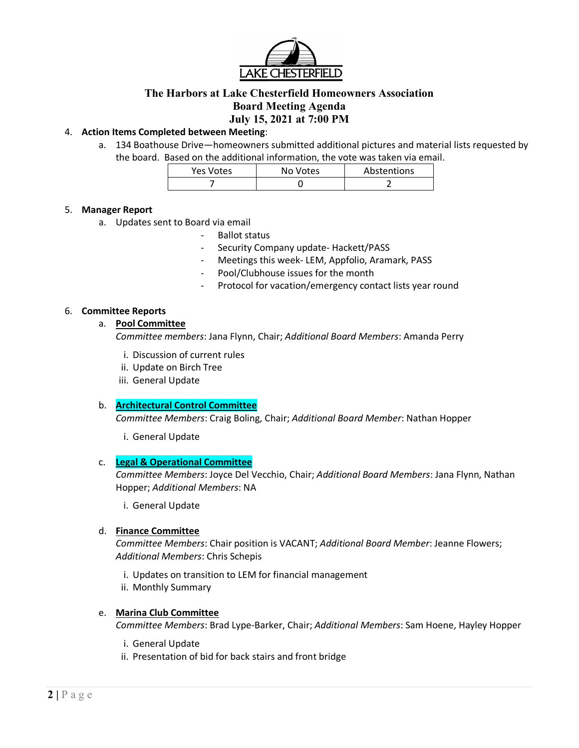## The Harbors at Lake Chesterfield Homeowners Association
## Board Meeting Agenda
## July 15, 2021 at 7:00 PM

4. **Action Items Completed between Meeting**:
   a. 134 Boathouse Drive—homeowners submitted additional pictures and material lists requested by the board. Based on the additional information, the vote was taken via email.

| Yes Votes | No Votes | Abstentions |
|---|---|---|
| 7 | 0 | 2 |

5. **Manager Report**
   a. Updates sent to Board via email
      - Ballot status
      - Security Company update- Hackett/PASS
      - Meetings this week- LEM, Appfolio, Aramark, PASS
      - Pool/Clubhouse issues for the month
      - Protocol for vacation/emergency contact lists year round

6. **Committee Reports**
   a. **Pool Committee**
      *Committee members*: Jana Flynn, Chair; *Additional Board Members*: Amanda Perry
      i. Discussion of current rules
      ii. Update on Birch Tree
      iii. General Update

   b. **Architectural Control Committee**
      *Committee Members*: Craig Boling, Chair; *Additional Board Member*: Nathan Hopper
      i. General Update

   c. **Legal & Operational Committee**
      *Committee Members*: Joyce Del Vecchio, Chair; *Additional Board Members*: Jana Flynn, Nathan Hopper; *Additional Members*: NA
      i. General Update

   d. **Finance Committee**
      *Committee Members*: Chair position is VACANT; *Additional Board Member*: Jeanne Flowers; *Additional Members*: Chris Schepis
      i. Updates on transition to LEM for financial management
      ii. Monthly Summary

   e. **Marina Club Committee**
      *Committee Members*: Brad Lype-Barker, Chair; *Additional Members*: Sam Hoene, Hayley Hopper
      i. General Update
      ii. Presentation of bid for back stairs and front bridge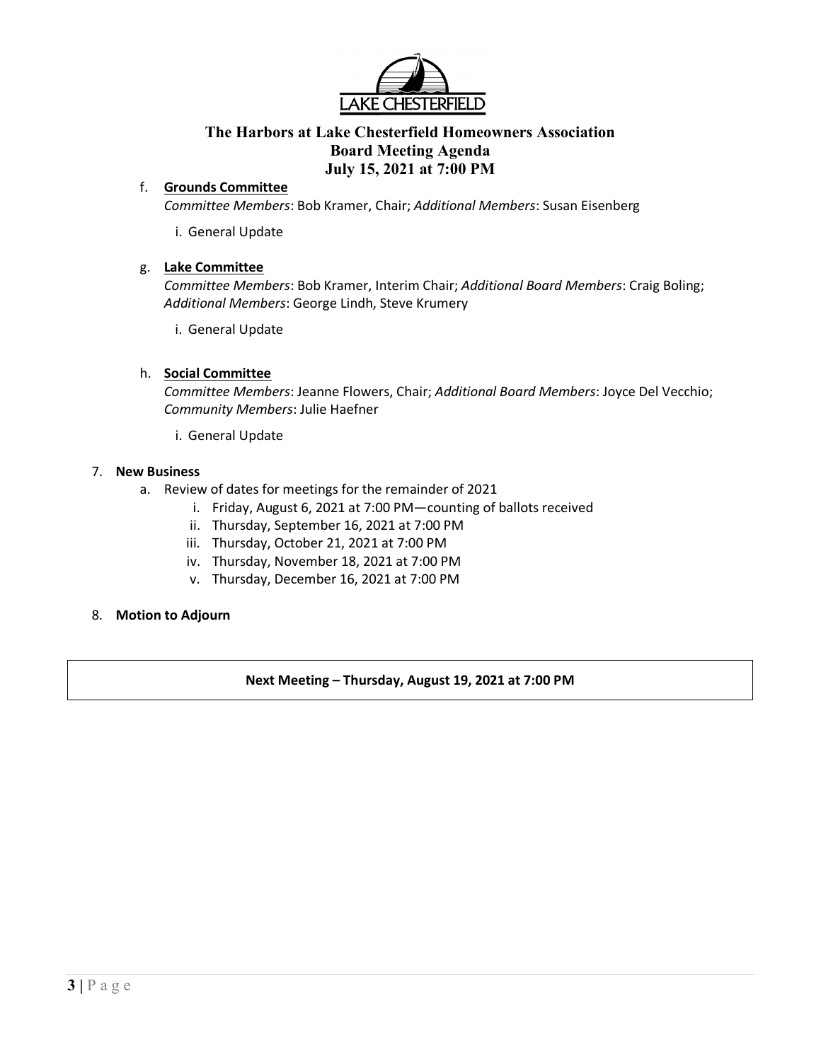# The Harbors at Lake Chesterfield Homeowners Association
## Board Meeting Agenda
## July 15, 2021 at 7:00 PM

f. **Grounds Committee**
   *Committee Members*: Bob Kramer, Chair; *Additional Members*: Susan Eisenberg

   i. General Update

g. **Lake Committee**
   *Committee Members*: Bob Kramer, Interim Chair; *Additional Board Members*: Craig Boling; *Additional Members*: George Lindh, Steve Krumery

   i. General Update

h. **Social Committee**
   *Committee Members*: Jeanne Flowers, Chair; *Additional Board Members*: Joyce Del Vecchio; *Community Members*: Julie Haefner

   i. General Update

7. **New Business**
   a. Review of dates for meetings for the remainder of 2021
      i. Friday, August 6, 2021 at 7:00 PM—counting of ballots received
      ii. Thursday, September 16, 2021 at 7:00 PM
      iii. Thursday, October 21, 2021 at 7:00 PM
      iv. Thursday, November 18, 2021 at 7:00 PM
      v. Thursday, December 16, 2021 at 7:00 PM

8. **Motion to Adjourn**

**Next Meeting – Thursday, August 19, 2021 at 7:00 PM**